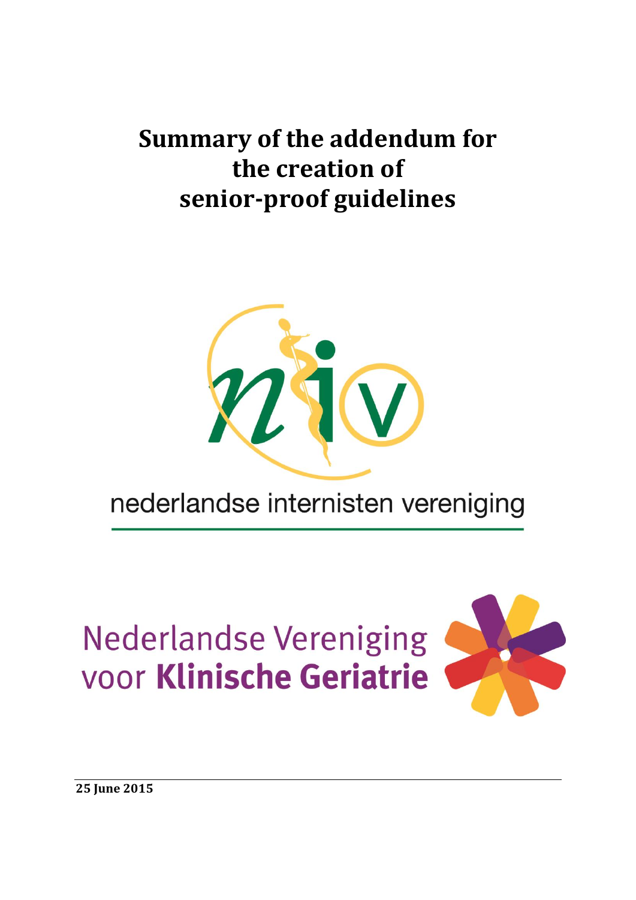# Summary of the addendum for the creation of senior-proof guidelines

nederlandse internisten vereniging

Nederlandse Vereniging voor **Klinische Geriatrie**

**25 June 2015**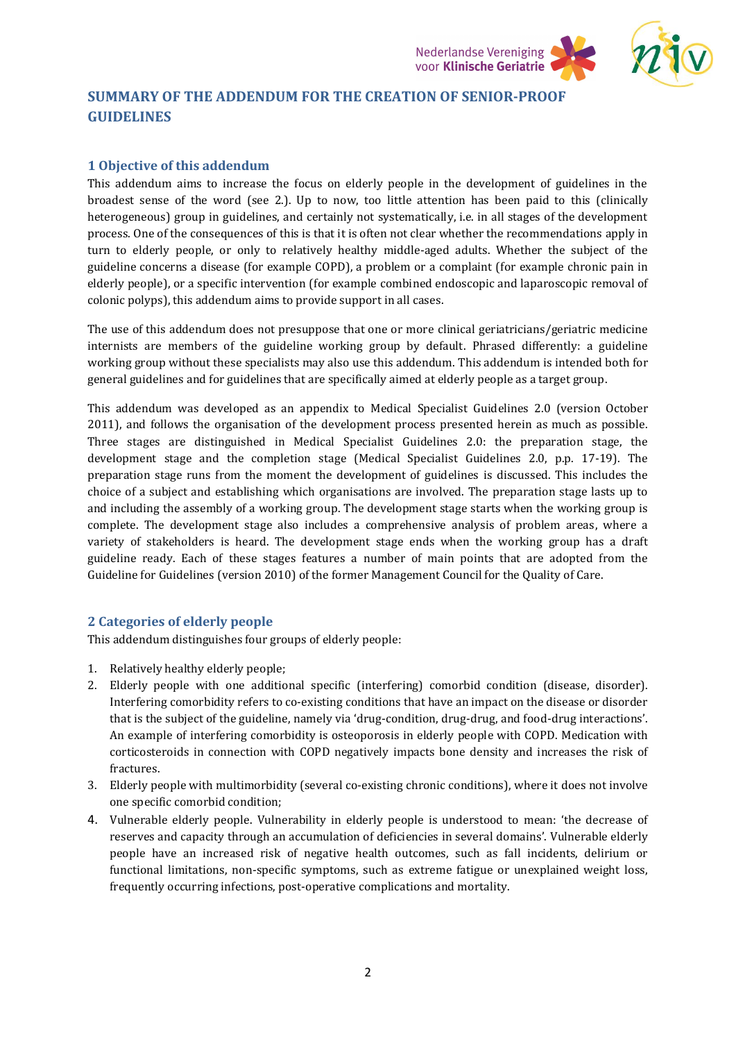# SUMMARY OF THE ADDENDUM FOR THE CREATION OF SENIOR-PROOF GUIDELINES

## 1 Objective of this addendum

This addendum aims to increase the focus on elderly people in the development of guidelines in the broadest sense of the word (see 2.). Up to now, too little attention has been paid to this (clinically heterogeneous) group in guidelines, and certainly not systematically, i.e. in all stages of the development process. One of the consequences of this is that it is often not clear whether the recommendations apply in turn to elderly people, or only to relatively healthy middle-aged adults. Whether the subject of the guideline concerns a disease (for example COPD), a problem or a complaint (for example chronic pain in elderly people), or a specific intervention (for example combined endoscopic and laparoscopic removal of colonic polyps), this addendum aims to provide support in all cases.

The use of this addendum does not presuppose that one or more clinical geriatricians/geriatric medicine internists are members of the guideline working group by default. Phrased differently: a guideline working group without these specialists may also use this addendum. This addendum is intended both for general guidelines and for guidelines that are specifically aimed at elderly people as a target group.

This addendum was developed as an appendix to Medical Specialist Guidelines 2.0 (version October 2011), and follows the organisation of the development process presented herein as much as possible. Three stages are distinguished in Medical Specialist Guidelines 2.0: the preparation stage, the development stage and the completion stage (Medical Specialist Guidelines 2.0, p.p. 17-19). The preparation stage runs from the moment the development of guidelines is discussed. This includes the choice of a subject and establishing which organisations are involved. The preparation stage lasts up to and including the assembly of a working group. The development stage starts when the working group is complete. The development stage also includes a comprehensive analysis of problem areas, where a variety of stakeholders is heard. The development stage ends when the working group has a draft guideline ready. Each of these stages features a number of main points that are adopted from the Guideline for Guidelines (version 2010) of the former Management Council for the Quality of Care.

## 2 Categories of elderly people

This addendum distinguishes four groups of elderly people:

1. Relatively healthy elderly people;
2. Elderly people with one additional specific (interfering) comorbid condition (disease, disorder). Interfering comorbidity refers to co-existing conditions that have an impact on the disease or disorder that is the subject of the guideline, namely via 'drug-condition, drug-drug, and food-drug interactions'. An example of interfering comorbidity is osteoporosis in elderly people with COPD. Medication with corticosteroids in connection with COPD negatively impacts bone density and increases the risk of fractures.
3. Elderly people with multimorbidity (several co-existing chronic conditions), where it does not involve one specific comorbid condition;
4. Vulnerable elderly people. Vulnerability in elderly people is understood to mean: 'the decrease of reserves and capacity through an accumulation of deficiencies in several domains'. Vulnerable elderly people have an increased risk of negative health outcomes, such as fall incidents, delirium or functional limitations, non-specific symptoms, such as extreme fatigue or unexplained weight loss, frequently occurring infections, post-operative complications and mortality.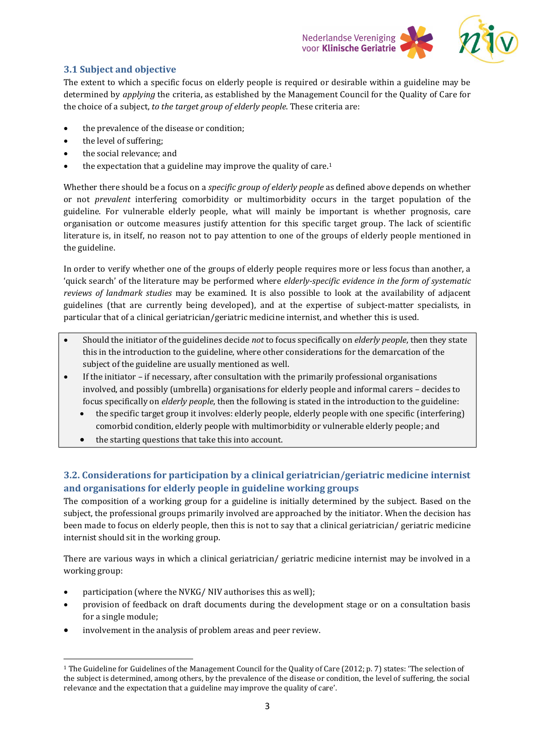## 3.1 Subject and objective

The extent to which a specific focus on elderly people is required or desirable within a guideline may be determined by *applying* the criteria, as established by the Management Council for the Quality of Care for the choice of a subject, *to the target group of elderly people*. These criteria are:

- the prevalence of the disease or condition;
- the level of suffering;
- the social relevance; and
- the expectation that a guideline may improve the quality of care.[1]

Whether there should be a focus on a *specific group of elderly people* as defined above depends on whether or not *prevalent* interfering comorbidity or multimorbidity occurs in the target population of the guideline. For vulnerable elderly people, what will mainly be important is whether prognosis, care organisation or outcome measures justify attention for this specific target group. The lack of scientific literature is, in itself, no reason not to pay attention to one of the groups of elderly people mentioned in the guideline.

In order to verify whether one of the groups of elderly people requires more or less focus than another, a 'quick search' of the literature may be performed where *elderly-specific evidence in the form of systematic reviews of landmark studies* may be examined. It is also possible to look at the availability of adjacent guidelines (that are currently being developed), and at the expertise of subject-matter specialists, in particular that of a clinical geriatrician/geriatric medicine internist, and whether this is used.

- Should the initiator of the guidelines decide *not* to focus specifically on *elderly people*, then they state this in the introduction to the guideline, where other considerations for the demarcation of the subject of the guideline are usually mentioned as well.
- If the initiator – if necessary, after consultation with the primarily professional organisations involved, and possibly (umbrella) organisations for elderly people and informal carers – decides to focus specifically on *elderly people*, then the following is stated in the introduction to the guideline:
  - the specific target group it involves: elderly people, elderly people with one specific (interfering) comorbid condition, elderly people with multimorbidity or vulnerable elderly people; and
  - the starting questions that take this into account.

## 3.2. Considerations for participation by a clinical geriatrician/geriatric medicine internist and organisations for elderly people in guideline working groups

The composition of a working group for a guideline is initially determined by the subject. Based on the subject, the professional groups primarily involved are approached by the initiator. When the decision has been made to focus on elderly people, then this is not to say that a clinical geriatrician/ geriatric medicine internist should sit in the working group.

There are various ways in which a clinical geriatrician/ geriatric medicine internist may be involved in a working group:

- participation (where the NVKG/ NIV authorises this as well);
- provision of feedback on draft documents during the development stage or on a consultation basis for a single module;
- involvement in the analysis of problem areas and peer review.

[1] The Guideline for Guidelines of the Management Council for the Quality of Care (2012; p. 7) states: 'The selection of the subject is determined, among others, by the prevalence of the disease or condition, the level of suffering, the social relevance and the expectation that a guideline may improve the quality of care'.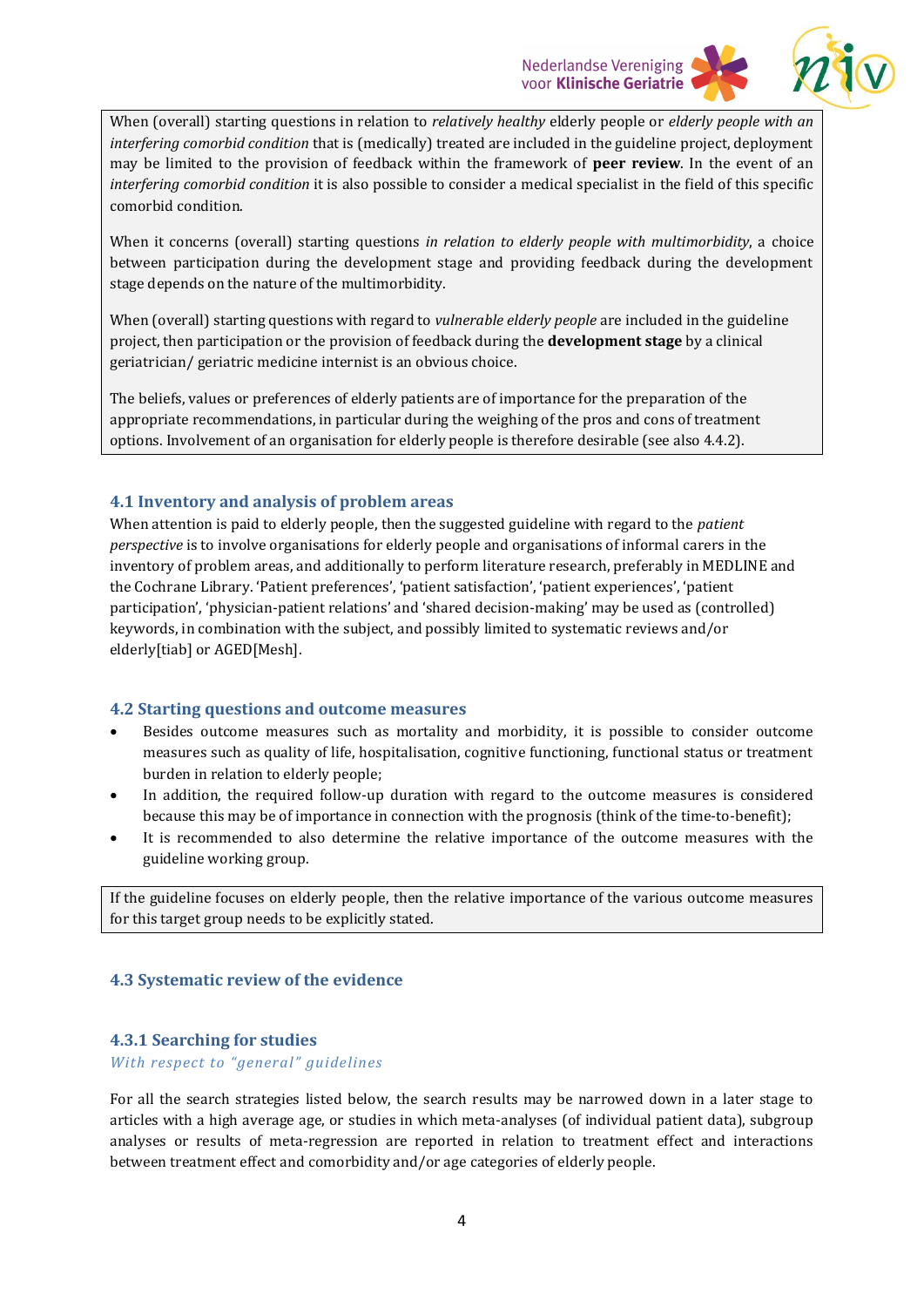When (overall) starting questions in relation to *relatively healthy* elderly people or *elderly people with an interfering comorbid condition* that is (medically) treated are included in the guideline project, deployment may be limited to the provision of feedback within the framework of **peer review**. In the event of an *interfering comorbid condition* it is also possible to consider a medical specialist in the field of this specific comorbid condition.

When it concerns (overall) starting questions *in relation to elderly people with multimorbidity*, a choice between participation during the development stage and providing feedback during the development stage depends on the nature of the multimorbidity.

When (overall) starting questions with regard to *vulnerable elderly people* are included in the guideline project, then participation or the provision of feedback during the **development stage** by a clinical geriatrician/ geriatric medicine internist is an obvious choice.

The beliefs, values or preferences of elderly patients are of importance for the preparation of the appropriate recommendations, in particular during the weighing of the pros and cons of treatment options. Involvement of an organisation for elderly people is therefore desirable (see also 4.4.2).

## 4.1 Inventory and analysis of problem areas

When attention is paid to elderly people, then the suggested guideline with regard to the *patient perspective* is to involve organisations for elderly people and organisations of informal carers in the inventory of problem areas, and additionally to perform literature research, preferably in MEDLINE and the Cochrane Library. 'Patient preferences', 'patient satisfaction', 'patient experiences', 'patient participation', 'physician-patient relations' and 'shared decision-making' may be used as (controlled) keywords, in combination with the subject, and possibly limited to systematic reviews and/or elderly[tiab] or AGED[Mesh].

## 4.2 Starting questions and outcome measures

- Besides outcome measures such as mortality and morbidity, it is possible to consider outcome measures such as quality of life, hospitalisation, cognitive functioning, functional status or treatment burden in relation to elderly people;
- In addition, the required follow-up duration with regard to the outcome measures is considered because this may be of importance in connection with the prognosis (think of the time-to-benefit);
- It is recommended to also determine the relative importance of the outcome measures with the guideline working group.

If the guideline focuses on elderly people, then the relative importance of the various outcome measures for this target group needs to be explicitly stated.

## 4.3 Systematic review of the evidence

### 4.3.1 Searching for studies

*With respect to "general" guidelines*

For all the search strategies listed below, the search results may be narrowed down in a later stage to articles with a high average age, or studies in which meta-analyses (of individual patient data), subgroup analyses or results of meta-regression are reported in relation to treatment effect and interactions between treatment effect and comorbidity and/or age categories of elderly people.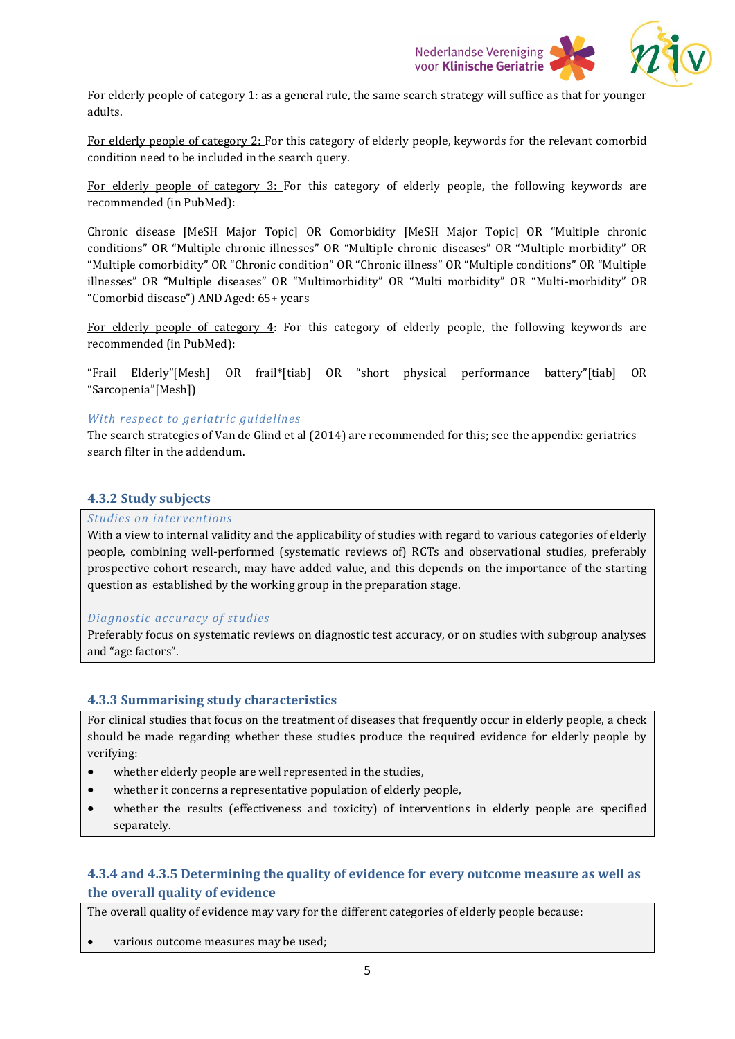For elderly people of category 1: as a general rule, the same search strategy will suffice as that for younger adults.

For elderly people of category 2: For this category of elderly people, keywords for the relevant comorbid condition need to be included in the search query.

For elderly people of category 3: For this category of elderly people, the following keywords are recommended (in PubMed):

Chronic disease [MeSH Major Topic] OR Comorbidity [MeSH Major Topic] OR "Multiple chronic conditions" OR "Multiple chronic illnesses" OR "Multiple chronic diseases" OR "Multiple morbidity" OR "Multiple comorbidity" OR "Chronic condition" OR "Chronic illness" OR "Multiple conditions" OR "Multiple illnesses" OR "Multiple diseases" OR "Multimorbidity" OR "Multi morbidity" OR "Multi-morbidity" OR "Comorbid disease") AND Aged: 65+ years

For elderly people of category 4: For this category of elderly people, the following keywords are recommended (in PubMed):

"Frail Elderly"[Mesh] OR frail*[tiab] OR "short physical performance battery"[tiab] OR "Sarcopenia"[Mesh])

*With respect to geriatric guidelines*

The search strategies of Van de Glind et al (2014) are recommended for this; see the appendix: geriatrics search filter in the addendum.

### 4.3.2 Study subjects

*Studies on interventions*

With a view to internal validity and the applicability of studies with regard to various categories of elderly people, combining well-performed (systematic reviews of) RCTs and observational studies, preferably prospective cohort research, may have added value, and this depends on the importance of the starting question as established by the working group in the preparation stage.

*Diagnostic accuracy of studies*

Preferably focus on systematic reviews on diagnostic test accuracy, or on studies with subgroup analyses and "age factors".

### 4.3.3 Summarising study characteristics

For clinical studies that focus on the treatment of diseases that frequently occur in elderly people, a check should be made regarding whether these studies produce the required evidence for elderly people by verifying:

- whether elderly people are well represented in the studies,
- whether it concerns a representative population of elderly people,
- whether the results (effectiveness and toxicity) of interventions in elderly people are specified separately.

### 4.3.4 and 4.3.5 Determining the quality of evidence for every outcome measure as well as the overall quality of evidence

The overall quality of evidence may vary for the different categories of elderly people because:

- various outcome measures may be used;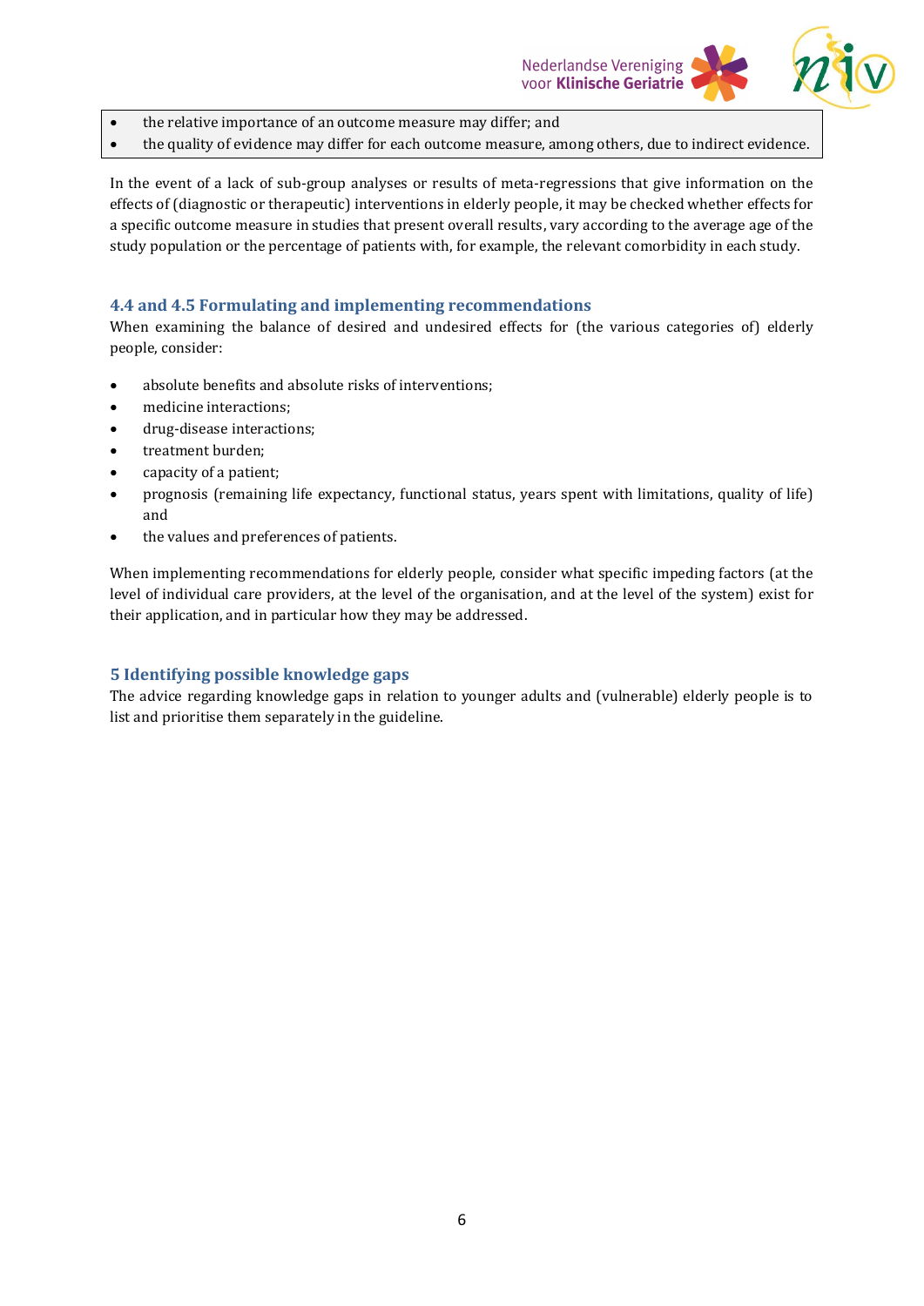- the relative importance of an outcome measure may differ; and
- the quality of evidence may differ for each outcome measure, among others, due to indirect evidence.

In the event of a lack of sub-group analyses or results of meta-regressions that give information on the effects of (diagnostic or therapeutic) interventions in elderly people, it may be checked whether effects for a specific outcome measure in studies that present overall results, vary according to the average age of the study population or the percentage of patients with, for example, the relevant comorbidity in each study.

### 4.4 and 4.5 Formulating and implementing recommendations

When examining the balance of desired and undesired effects for (the various categories of) elderly people, consider:

- absolute benefits and absolute risks of interventions;
- medicine interactions;
- drug-disease interactions;
- treatment burden;
- capacity of a patient;
- prognosis (remaining life expectancy, functional status, years spent with limitations, quality of life) and
- the values and preferences of patients.

When implementing recommendations for elderly people, consider what specific impeding factors (at the level of individual care providers, at the level of the organisation, and at the level of the system) exist for their application, and in particular how they may be addressed.

### 5 Identifying possible knowledge gaps

The advice regarding knowledge gaps in relation to younger adults and (vulnerable) elderly people is to list and prioritise them separately in the guideline.